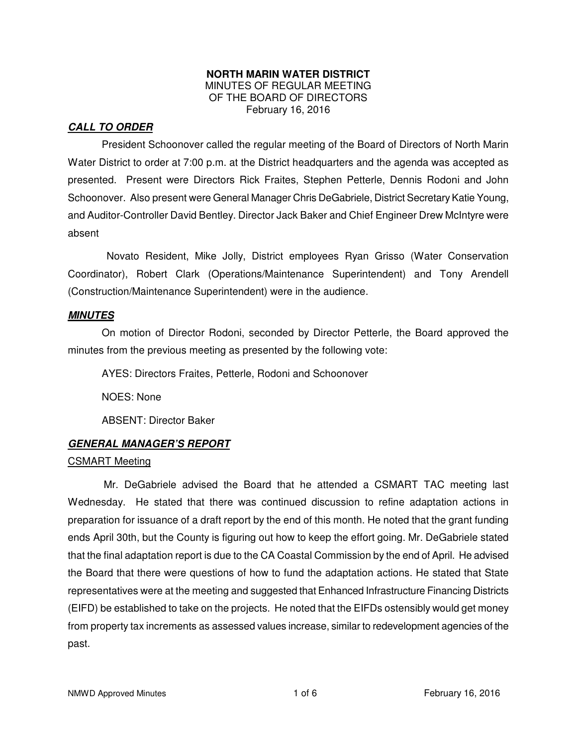**NORTH MARIN WATER DISTRICT**
MINUTES OF REGULAR MEETING
OF THE BOARD OF DIRECTORS
February 16, 2016

## ***CALL TO ORDER***

President Schoonover called the regular meeting of the Board of Directors of North Marin Water District to order at 7:00 p.m. at the District headquarters and the agenda was accepted as presented. Present were Directors Rick Fraites, Stephen Petterle, Dennis Rodoni and John Schoonover. Also present were General Manager Chris DeGabriele, District Secretary Katie Young, and Auditor-Controller David Bentley. Director Jack Baker and Chief Engineer Drew McIntyre were absent

Novato Resident, Mike Jolly, District employees Ryan Grisso (Water Conservation Coordinator), Robert Clark (Operations/Maintenance Superintendent) and Tony Arendell (Construction/Maintenance Superintendent) were in the audience.

## ***MINUTES***

On motion of Director Rodoni, seconded by Director Petterle, the Board approved the minutes from the previous meeting as presented by the following vote:

AYES: Directors Fraites, Petterle, Rodoni and Schoonover

NOES: None

ABSENT: Director Baker

## ***GENERAL MANAGER'S REPORT***

### CSMART Meeting

Mr. DeGabriele advised the Board that he attended a CSMART TAC meeting last Wednesday. He stated that there was continued discussion to refine adaptation actions in preparation for issuance of a draft report by the end of this month. He noted that the grant funding ends April 30th, but the County is figuring out how to keep the effort going. Mr. DeGabriele stated that the final adaptation report is due to the CA Coastal Commission by the end of April. He advised the Board that there were questions of how to fund the adaptation actions. He stated that State representatives were at the meeting and suggested that Enhanced Infrastructure Financing Districts (EIFD) be established to take on the projects. He noted that the EIFDs ostensibly would get money from property tax increments as assessed values increase, similar to redevelopment agencies of the past.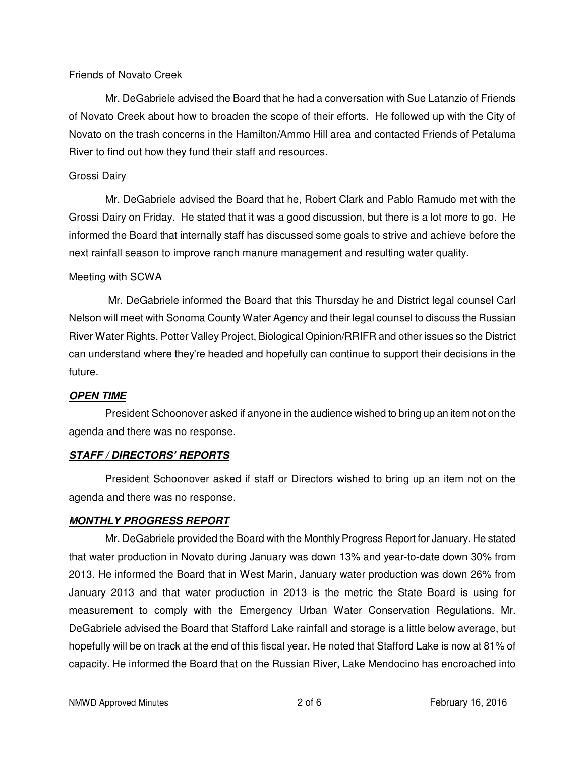Friends of Novato Creek

Mr. DeGabriele advised the Board that he had a conversation with Sue Latanzio of Friends of Novato Creek about how to broaden the scope of their efforts. He followed up with the City of Novato on the trash concerns in the Hamilton/Ammo Hill area and contacted Friends of Petaluma River to find out how they fund their staff and resources.

Grossi Dairy

Mr. DeGabriele advised the Board that he, Robert Clark and Pablo Ramudo met with the Grossi Dairy on Friday. He stated that it was a good discussion, but there is a lot more to go. He informed the Board that internally staff has discussed some goals to strive and achieve before the next rainfall season to improve ranch manure management and resulting water quality.

Meeting with SCWA

Mr. DeGabriele informed the Board that this Thursday he and District legal counsel Carl Nelson will meet with Sonoma County Water Agency and their legal counsel to discuss the Russian River Water Rights, Potter Valley Project, Biological Opinion/RRIFR and other issues so the District can understand where they're headed and hopefully can continue to support their decisions in the future.

***OPEN TIME***

President Schoonover asked if anyone in the audience wished to bring up an item not on the agenda and there was no response.

***STAFF / DIRECTORS' REPORTS***

President Schoonover asked if staff or Directors wished to bring up an item not on the agenda and there was no response.

***MONTHLY PROGRESS REPORT***

Mr. DeGabriele provided the Board with the Monthly Progress Report for January. He stated that water production in Novato during January was down 13% and year-to-date down 30% from 2013. He informed the Board that in West Marin, January water production was down 26% from January 2013 and that water production in 2013 is the metric the State Board is using for measurement to comply with the Emergency Urban Water Conservation Regulations. Mr. DeGabriele advised the Board that Stafford Lake rainfall and storage is a little below average, but hopefully will be on track at the end of this fiscal year. He noted that Stafford Lake is now at 81% of capacity. He informed the Board that on the Russian River, Lake Mendocino has encroached into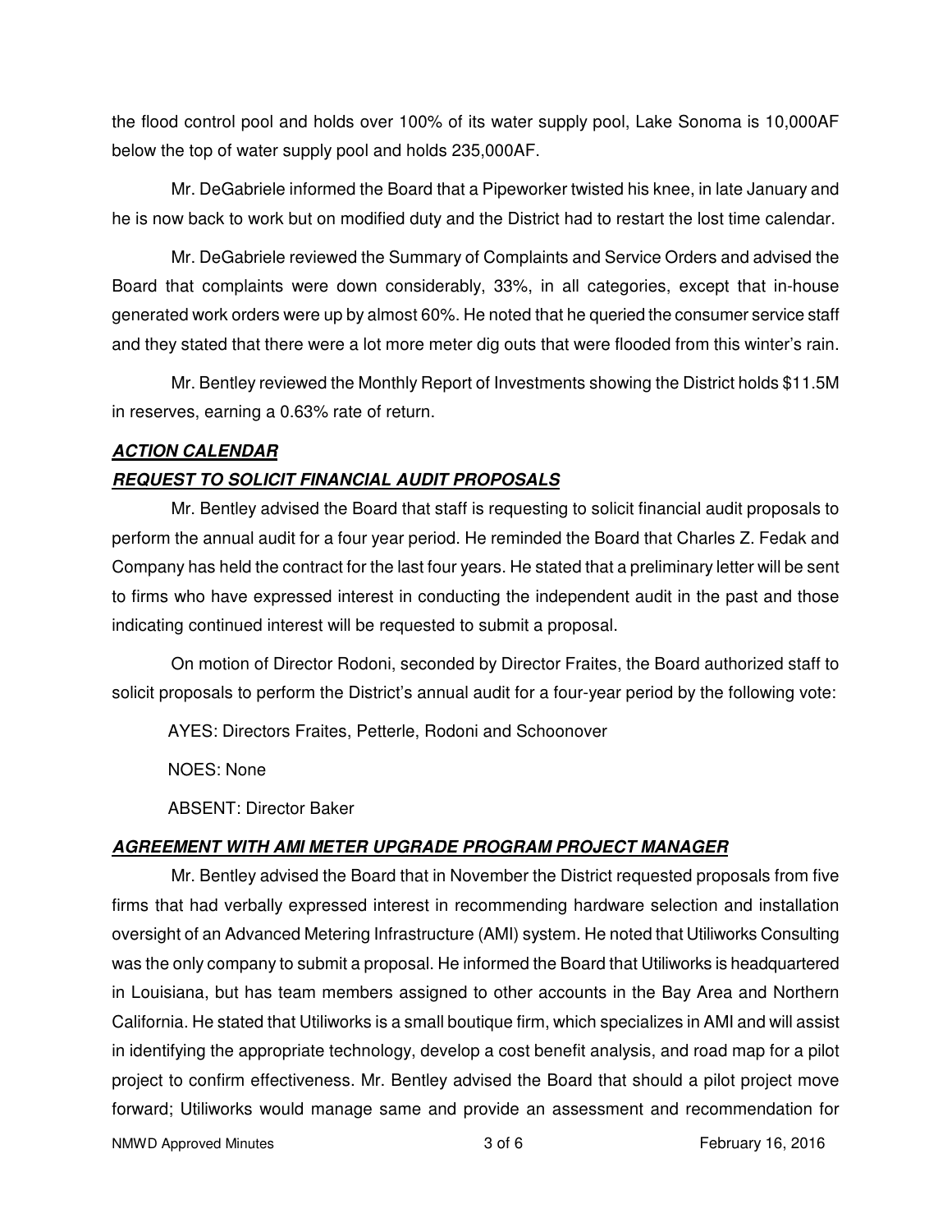the flood control pool and holds over 100% of its water supply pool, Lake Sonoma is 10,000AF below the top of water supply pool and holds 235,000AF.

Mr. DeGabriele informed the Board that a Pipeworker twisted his knee, in late January and he is now back to work but on modified duty and the District had to restart the lost time calendar.

Mr. DeGabriele reviewed the Summary of Complaints and Service Orders and advised the Board that complaints were down considerably, 33%, in all categories, except that in-house generated work orders were up by almost 60%. He noted that he queried the consumer service staff and they stated that there were a lot more meter dig outs that were flooded from this winter's rain.

Mr. Bentley reviewed the Monthly Report of Investments showing the District holds $11.5M in reserves, earning a 0.63% rate of return.

***ACTION CALENDAR***

***REQUEST TO SOLICIT FINANCIAL AUDIT PROPOSALS***

Mr. Bentley advised the Board that staff is requesting to solicit financial audit proposals to perform the annual audit for a four year period. He reminded the Board that Charles Z. Fedak and Company has held the contract for the last four years. He stated that a preliminary letter will be sent to firms who have expressed interest in conducting the independent audit in the past and those indicating continued interest will be requested to submit a proposal.

On motion of Director Rodoni, seconded by Director Fraites, the Board authorized staff to solicit proposals to perform the District's annual audit for a four-year period by the following vote:

AYES: Directors Fraites, Petterle, Rodoni and Schoonover

NOES: None

ABSENT: Director Baker

***AGREEMENT WITH AMI METER UPGRADE PROGRAM PROJECT MANAGER***

Mr. Bentley advised the Board that in November the District requested proposals from five firms that had verbally expressed interest in recommending hardware selection and installation oversight of an Advanced Metering Infrastructure (AMI) system. He noted that Utiliworks Consulting was the only company to submit a proposal. He informed the Board that Utiliworks is headquartered in Louisiana, but has team members assigned to other accounts in the Bay Area and Northern California. He stated that Utiliworks is a small boutique firm, which specializes in AMI and will assist in identifying the appropriate technology, develop a cost benefit analysis, and road map for a pilot project to confirm effectiveness. Mr. Bentley advised the Board that should a pilot project move forward; Utiliworks would manage same and provide an assessment and recommendation for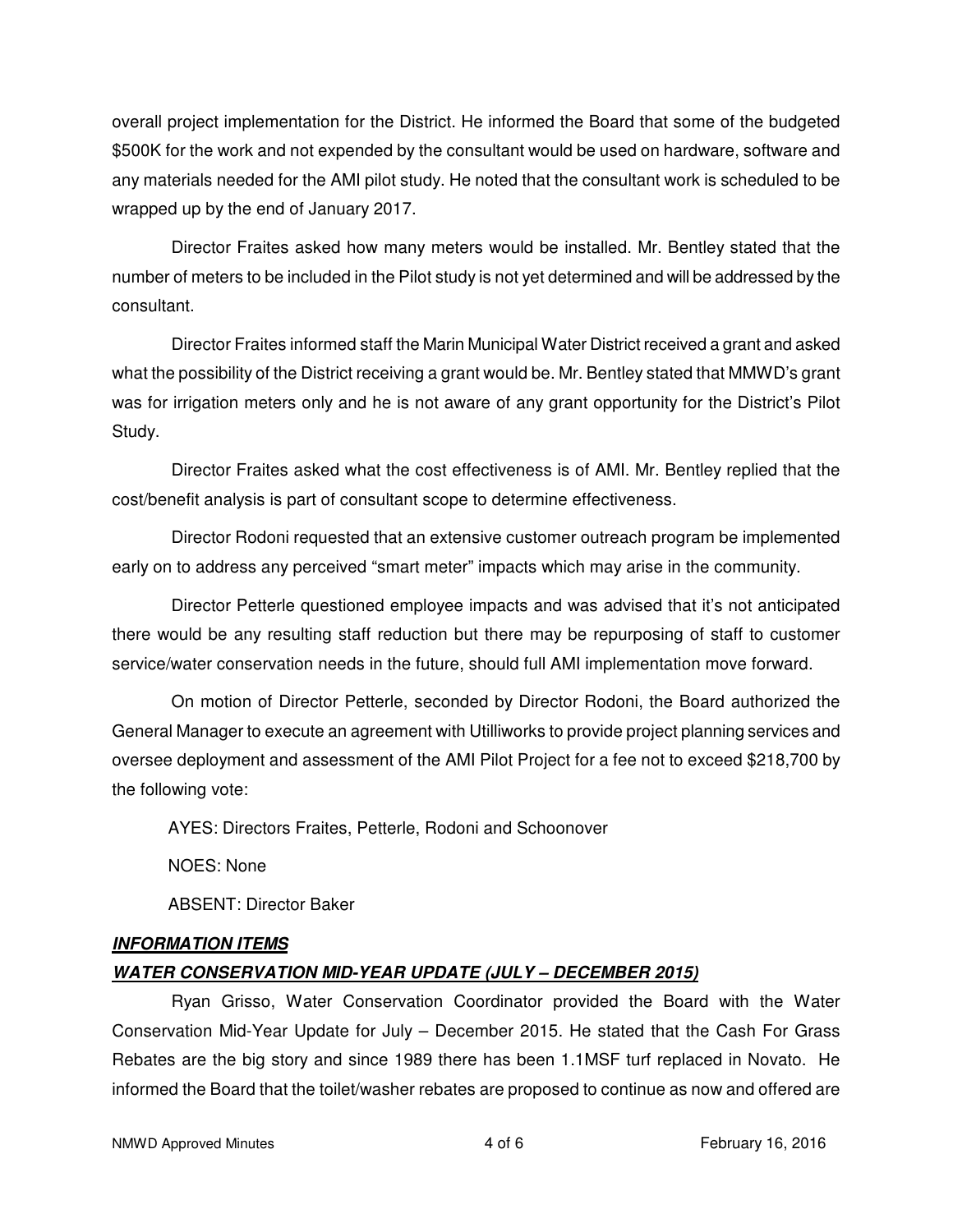overall project implementation for the District. He informed the Board that some of the budgeted $500K for the work and not expended by the consultant would be used on hardware, software and any materials needed for the AMI pilot study. He noted that the consultant work is scheduled to be wrapped up by the end of January 2017.

Director Fraites asked how many meters would be installed. Mr. Bentley stated that the number of meters to be included in the Pilot study is not yet determined and will be addressed by the consultant.

Director Fraites informed staff the Marin Municipal Water District received a grant and asked what the possibility of the District receiving a grant would be. Mr. Bentley stated that MMWD's grant was for irrigation meters only and he is not aware of any grant opportunity for the District's Pilot Study.

Director Fraites asked what the cost effectiveness is of AMI. Mr. Bentley replied that the cost/benefit analysis is part of consultant scope to determine effectiveness.

Director Rodoni requested that an extensive customer outreach program be implemented early on to address any perceived "smart meter" impacts which may arise in the community.

Director Petterle questioned employee impacts and was advised that it's not anticipated there would be any resulting staff reduction but there may be repurposing of staff to customer service/water conservation needs in the future, should full AMI implementation move forward.

On motion of Director Petterle, seconded by Director Rodoni, the Board authorized the General Manager to execute an agreement with Utilliworks to provide project planning services and oversee deployment and assessment of the AMI Pilot Project for a fee not to exceed $218,700 by the following vote:

AYES: Directors Fraites, Petterle, Rodoni and Schoonover

NOES: None

ABSENT: Director Baker

***INFORMATION ITEMS***

***WATER CONSERVATION MID-YEAR UPDATE (JULY – DECEMBER 2015)***

Ryan Grisso, Water Conservation Coordinator provided the Board with the Water Conservation Mid-Year Update for July – December 2015. He stated that the Cash For Grass Rebates are the big story and since 1989 there has been 1.1MSF turf replaced in Novato. He informed the Board that the toilet/washer rebates are proposed to continue as now and offered are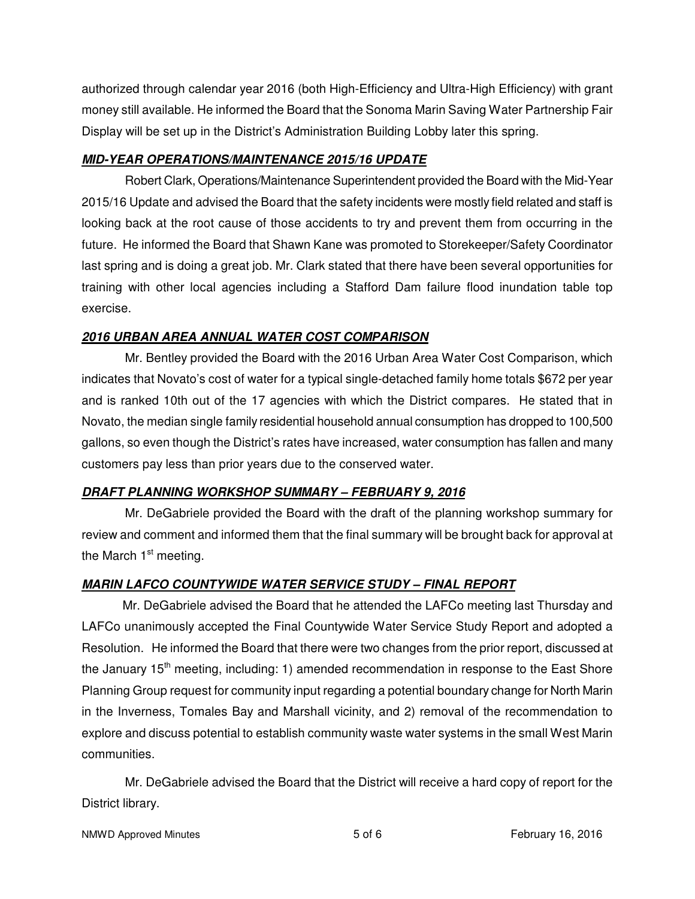authorized through calendar year 2016 (both High-Efficiency and Ultra-High Efficiency) with grant money still available. He informed the Board that the Sonoma Marin Saving Water Partnership Fair Display will be set up in the District's Administration Building Lobby later this spring.

***MID-YEAR OPERATIONS/MAINTENANCE 2015/16 UPDATE***

Robert Clark, Operations/Maintenance Superintendent provided the Board with the Mid-Year 2015/16 Update and advised the Board that the safety incidents were mostly field related and staff is looking back at the root cause of those accidents to try and prevent them from occurring in the future. He informed the Board that Shawn Kane was promoted to Storekeeper/Safety Coordinator last spring and is doing a great job. Mr. Clark stated that there have been several opportunities for training with other local agencies including a Stafford Dam failure flood inundation table top exercise.

***2016 URBAN AREA ANNUAL WATER COST COMPARISON***

Mr. Bentley provided the Board with the 2016 Urban Area Water Cost Comparison, which indicates that Novato's cost of water for a typical single-detached family home totals $672 per year and is ranked 10th out of the 17 agencies with which the District compares. He stated that in Novato, the median single family residential household annual consumption has dropped to 100,500 gallons, so even though the District's rates have increased, water consumption has fallen and many customers pay less than prior years due to the conserved water.

***DRAFT PLANNING WORKSHOP SUMMARY – FEBRUARY 9, 2016***

Mr. DeGabriele provided the Board with the draft of the planning workshop summary for review and comment and informed them that the final summary will be brought back for approval at the March 1st meeting.

***MARIN LAFCO COUNTYWIDE WATER SERVICE STUDY – FINAL REPORT***

Mr. DeGabriele advised the Board that he attended the LAFCo meeting last Thursday and LAFCo unanimously accepted the Final Countywide Water Service Study Report and adopted a Resolution. He informed the Board that there were two changes from the prior report, discussed at the January 15th meeting, including: 1) amended recommendation in response to the East Shore Planning Group request for community input regarding a potential boundary change for North Marin in the Inverness, Tomales Bay and Marshall vicinity, and 2) removal of the recommendation to explore and discuss potential to establish community waste water systems in the small West Marin communities.

Mr. DeGabriele advised the Board that the District will receive a hard copy of report for the District library.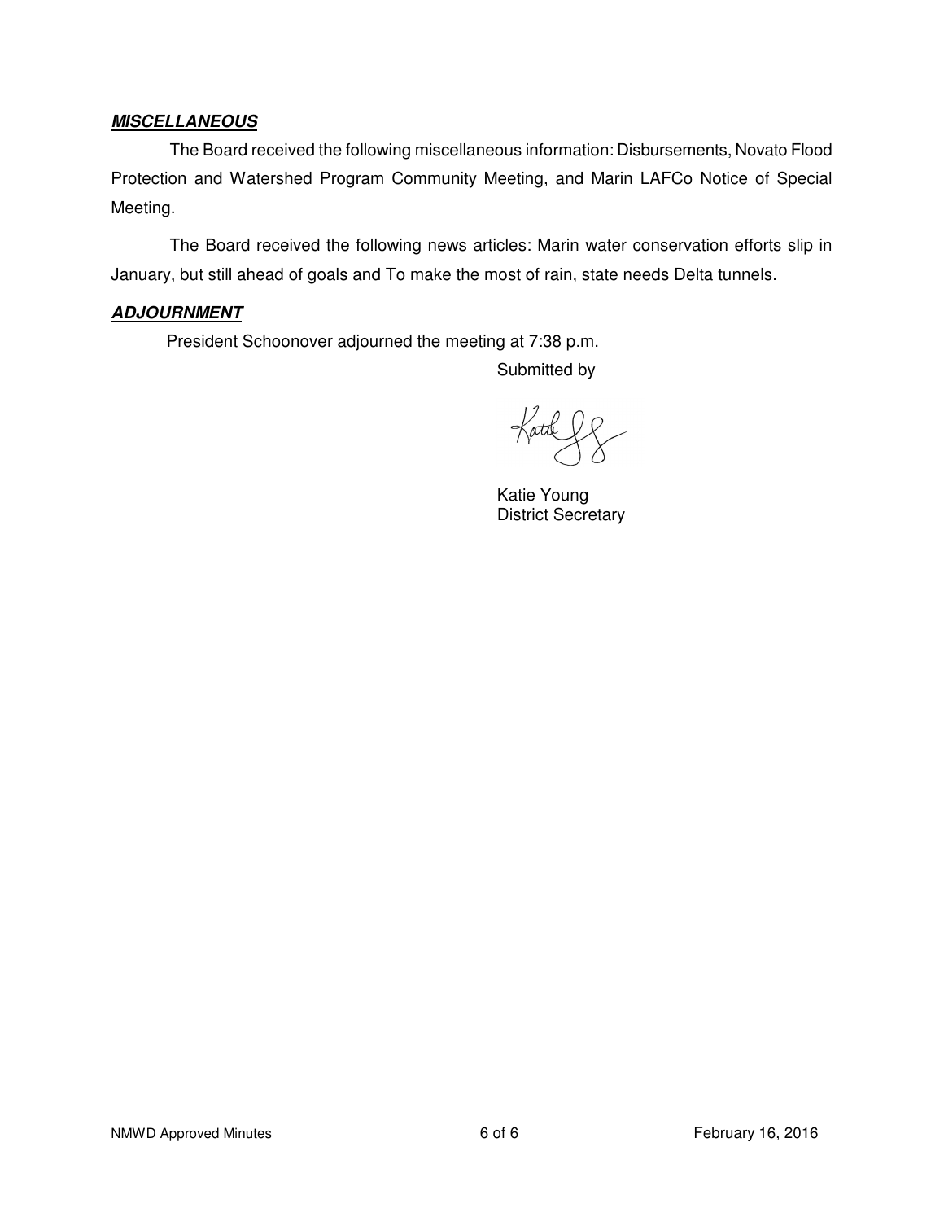***MISCELLANEOUS***

The Board received the following miscellaneous information: Disbursements, Novato Flood Protection and Watershed Program Community Meeting, and Marin LAFCo Notice of Special Meeting.

The Board received the following news articles: Marin water conservation efforts slip in January, but still ahead of goals and To make the most of rain, state needs Delta tunnels.

***ADJOURNMENT***

President Schoonover adjourned the meeting at 7:38 p.m.

Submitted by

Katie Young
District Secretary